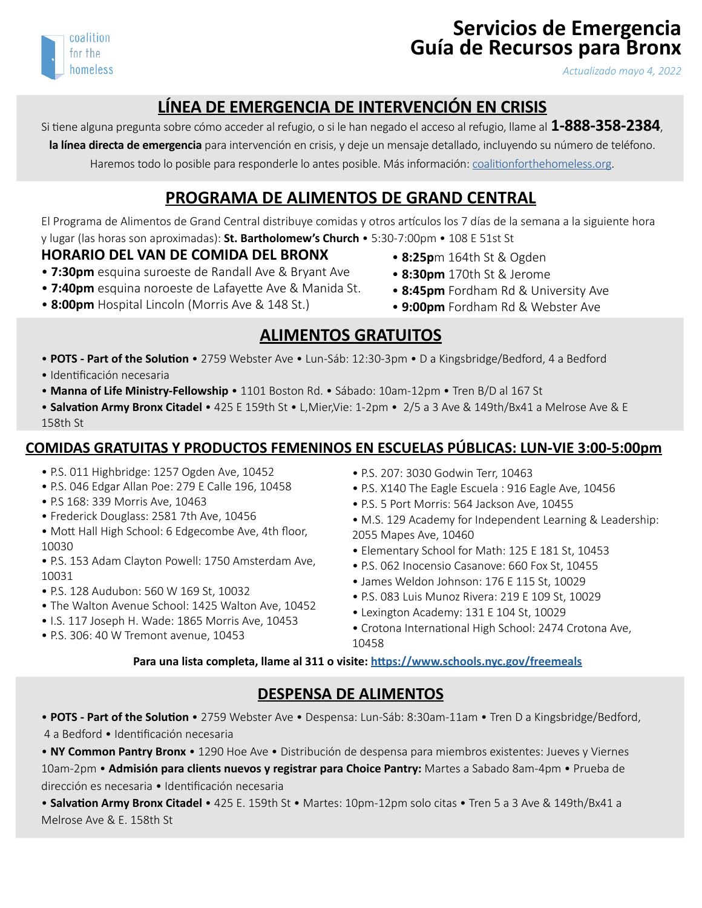coalition for the homeless

# Servicios de Emergencia
# Guía de Recursos para Bronx

*Actualizado mayo 4, 2022*

## LÍNEA DE EMERGENCIA DE INTERVENCIÓN EN CRISIS

Si tiene alguna pregunta sobre cómo acceder al refugio, o si le han negado el acceso al refugio, llame al **1-888-358-2384**, **la línea directa de emergencia** para intervención en crisis, y deje un mensaje detallado, incluyendo su número de teléfono. Haremos todo lo posible para responderle lo antes posible. Más información: coalitionforthehomeless.org.

## PROGRAMA DE ALIMENTOS DE GRAND CENTRAL

El Programa de Alimentos de Grand Central distribuye comidas y otros artículos los 7 días de la semana a la siguiente hora y lugar (las horas son aproximadas): **St. Bartholomew's Church** • 5:30-7:00pm • 108 E 51st St

### HORARIO DEL VAN DE COMIDA DEL BRONX

- **7:30pm** esquina suroeste de Randall Ave & Bryant Ave
- **7:40pm** esquina noroeste de Lafayette Ave & Manida St.
- **8:00pm** Hospital Lincoln (Morris Ave & 148 St.)
- **8:25p**m 164th St & Ogden
- **8:30pm** 170th St & Jerome
- **8:45pm** Fordham Rd & University Ave
- **9:00pm** Fordham Rd & Webster Ave

## ALIMENTOS GRATUITOS

- **POTS - Part of the Solution** • 2759 Webster Ave • Lun-Sáb: 12:30-3pm • D a Kingsbridge/Bedford, 4 a Bedford
- Identificación necesaria
- **Manna of Life Ministry-Fellowship** • 1101 Boston Rd. • Sábado: 10am-12pm • Tren B/D al 167 St
- **Salvation Army Bronx Citadel** • 425 E 159th St • L,Mier,Vie: 1-2pm • 2/5 a 3 Ave & 149th/Bx41 a Melrose Ave & E 158th St

## COMIDAS GRATUITAS Y PRODUCTOS FEMENINOS EN ESCUELAS PÚBLICAS: LUN-VIE 3:00-5:00pm

- P.S. 011 Highbridge: 1257 Ogden Ave, 10452
- P.S. 046 Edgar Allan Poe: 279 E Calle 196, 10458
- P.S 168: 339 Morris Ave, 10463
- Frederick Douglass: 2581 7th Ave, 10456
- Mott Hall High School: 6 Edgecombe Ave, 4th floor, 10030
- P.S. 153 Adam Clayton Powell: 1750 Amsterdam Ave, 10031
- P.S. 128 Audubon: 560 W 169 St, 10032
- The Walton Avenue School: 1425 Walton Ave, 10452
- I.S. 117 Joseph H. Wade: 1865 Morris Ave, 10453
- P.S. 306: 40 W Tremont avenue, 10453
- P.S. 207: 3030 Godwin Terr, 10463
- P.S. X140 The Eagle Escuela : 916 Eagle Ave, 10456
- P.S. 5 Port Morris: 564 Jackson Ave, 10455
- M.S. 129 Academy for Independent Learning & Leadership: 2055 Mapes Ave, 10460
- Elementary School for Math: 125 E 181 St, 10453
- P.S. 062 Inocensio Casanove: 660 Fox St, 10455
- James Weldon Johnson: 176 E 115 St, 10029
- P.S. 083 Luis Munoz Rivera: 219 E 109 St, 10029
- Lexington Academy: 131 E 104 St, 10029
- Crotona International High School: 2474 Crotona Ave, 10458

**Para una lista completa, llame al 311 o visite: https://www.schools.nyc.gov/freemeals**

## DESPENSA DE ALIMENTOS

- **POTS - Part of the Solution** • 2759 Webster Ave • Despensa: Lun-Sáb: 8:30am-11am • Tren D a Kingsbridge/Bedford, 4 a Bedford • Identificación necesaria
- **NY Common Pantry Bronx** • 1290 Hoe Ave • Distribución de despensa para miembros existentes: Jueves y Viernes 10am-2pm • **Admisión para clients nuevos y registrar para Choice Pantry:** Martes a Sabado 8am-4pm • Prueba de dirección es necesaria • Identificación necesaria
- **Salvation Army Bronx Citadel** • 425 E. 159th St • Martes: 10pm-12pm solo citas • Tren 5 a 3 Ave & 149th/Bx41 a Melrose Ave & E. 158th St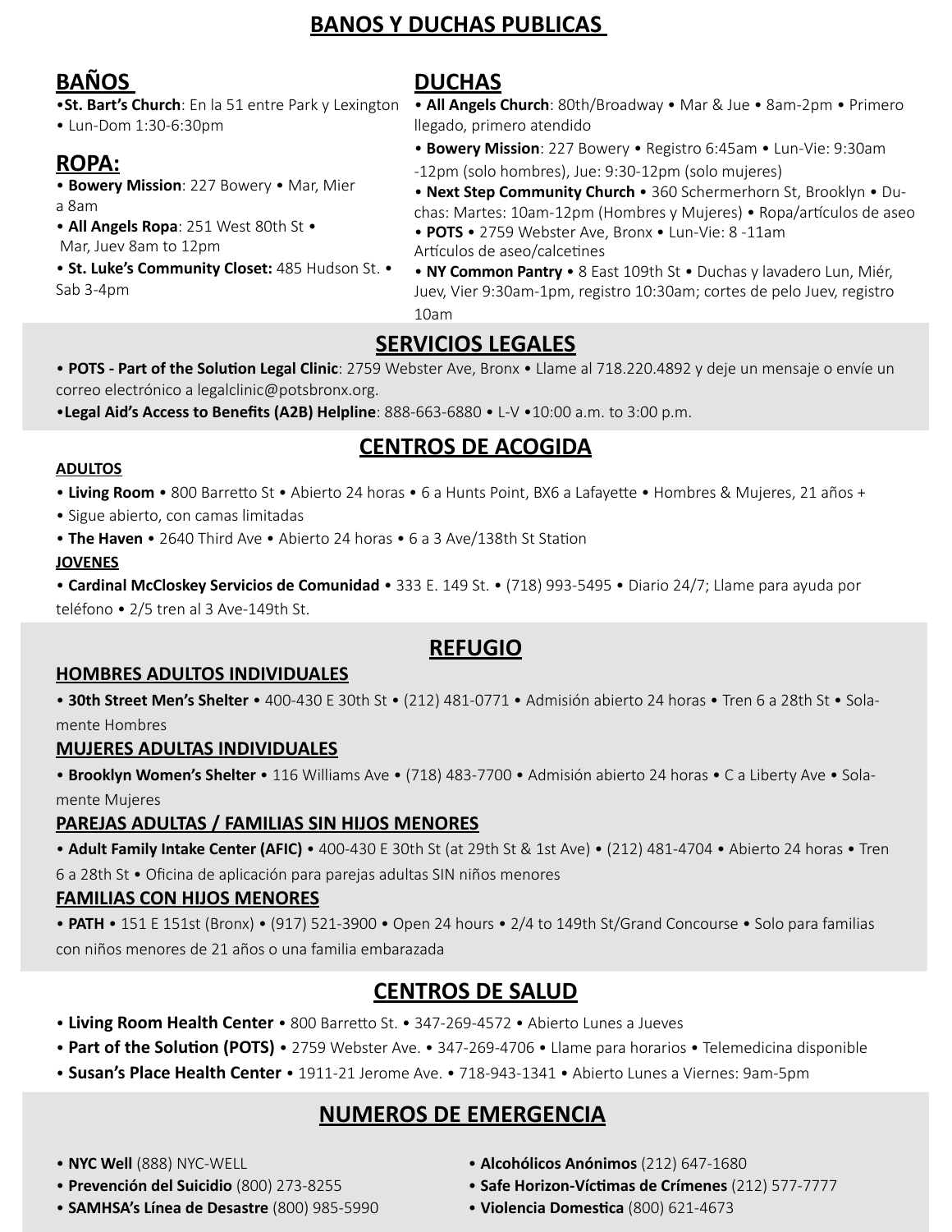# BANOS Y DUCHAS PUBLICAS

## BAÑOS

- **St. Bart's Church**: En la 51 entre Park y Lexington
- Lun-Dom 1:30-6:30pm

## ROPA:

- **Bowery Mission**: 227 Bowery • Mar, Mier a 8am
- **All Angels Ropa**: 251 West 80th St • Mar, Juev 8am to 12pm
- **St. Luke's Community Closet:** 485 Hudson St. • Sab 3-4pm

## DUCHAS

- **All Angels Church**: 80th/Broadway • Mar & Jue • 8am-2pm • Primero llegado, primero atendido
- **Bowery Mission**: 227 Bowery • Registro 6:45am • Lun-Vie: 9:30am -12pm (solo hombres), Jue: 9:30-12pm (solo mujeres)
- **Next Step Community Church** • 360 Schermerhorn St, Brooklyn • Duchas: Martes: 10am-12pm (Hombres y Mujeres) • Ropa/artículos de aseo
- **POTS** • 2759 Webster Ave, Bronx • Lun-Vie: 8 -11am Artículos de aseo/calcetines
- **NY Common Pantry** • 8 East 109th St • Duchas y lavadero Lun, Miér, Juev, Vier 9:30am-1pm, registro 10:30am; cortes de pelo Juev, registro 10am

# SERVICIOS LEGALES

- **POTS - Part of the Solution Legal Clinic**: 2759 Webster Ave, Bronx • Llame al 718.220.4892 y deje un mensaje o envíe un correo electrónico a legalclinic@potsbronx.org.
- **Legal Aid's Access to Benefits (A2B) Helpline**: 888-663-6880 • L-V • 10:00 a.m. to 3:00 p.m.

# CENTROS DE ACOGIDA

### ADULTOS

- **Living Room** • 800 Barretto St • Abierto 24 horas • 6 a Hunts Point, BX6 a Lafayette • Hombres & Mujeres, 21 años +
- Sigue abierto, con camas limitadas
- **The Haven** • 2640 Third Ave • Abierto 24 horas • 6 a 3 Ave/138th St Station

### JOVENES

- **Cardinal McCloskey Servicios de Comunidad** • 333 E. 149 St. • (718) 993-5495 • Diario 24/7; Llame para ayuda por teléfono • 2/5 tren al 3 Ave-149th St.

# REFUGIO

### HOMBRES ADULTOS INDIVIDUALES

- **30th Street Men's Shelter** • 400-430 E 30th St • (212) 481-0771 • Admisión abierto 24 horas • Tren 6 a 28th St • Solamente Hombres

### MUJERES ADULTAS INDIVIDUALES

- **Brooklyn Women's Shelter** • 116 Williams Ave • (718) 483-7700 • Admisión abierto 24 horas • C a Liberty Ave • Solamente Mujeres

### PAREJAS ADULTAS / FAMILIAS SIN HIJOS MENORES

- **Adult Family Intake Center (AFIC)** • 400-430 E 30th St (at 29th St & 1st Ave) • (212) 481-4704 • Abierto 24 horas • Tren 6 a 28th St • Oficina de aplicación para parejas adultas SIN niños menores

### FAMILIAS CON HIJOS MENORES

- **PATH** • 151 E 151st (Bronx) • (917) 521-3900 • Open 24 hours • 2/4 to 149th St/Grand Concourse • Solo para familias con niños menores de 21 años o una familia embarazada

# CENTROS DE SALUD

- **Living Room Health Center** • 800 Barretto St. • 347-269-4572 • Abierto Lunes a Jueves
- **Part of the Solution (POTS)** • 2759 Webster Ave. • 347-269-4706 • Llame para horarios • Telemedicina disponible
- **Susan's Place Health Center** • 1911-21 Jerome Ave. • 718-943-1341 • Abierto Lunes a Viernes: 9am-5pm

# NUMEROS DE EMERGENCIA

- **NYC Well** (888) NYC-WELL
- **Prevención del Suicidio** (800) 273-8255
- **SAMHSA's Línea de Desastre** (800) 985-5990
- **Alcohólicos Anónimos** (212) 647-1680
- **Safe Horizon-Víctimas de Crímenes** (212) 577-7777
- **Violencia Domestica** (800) 621-4673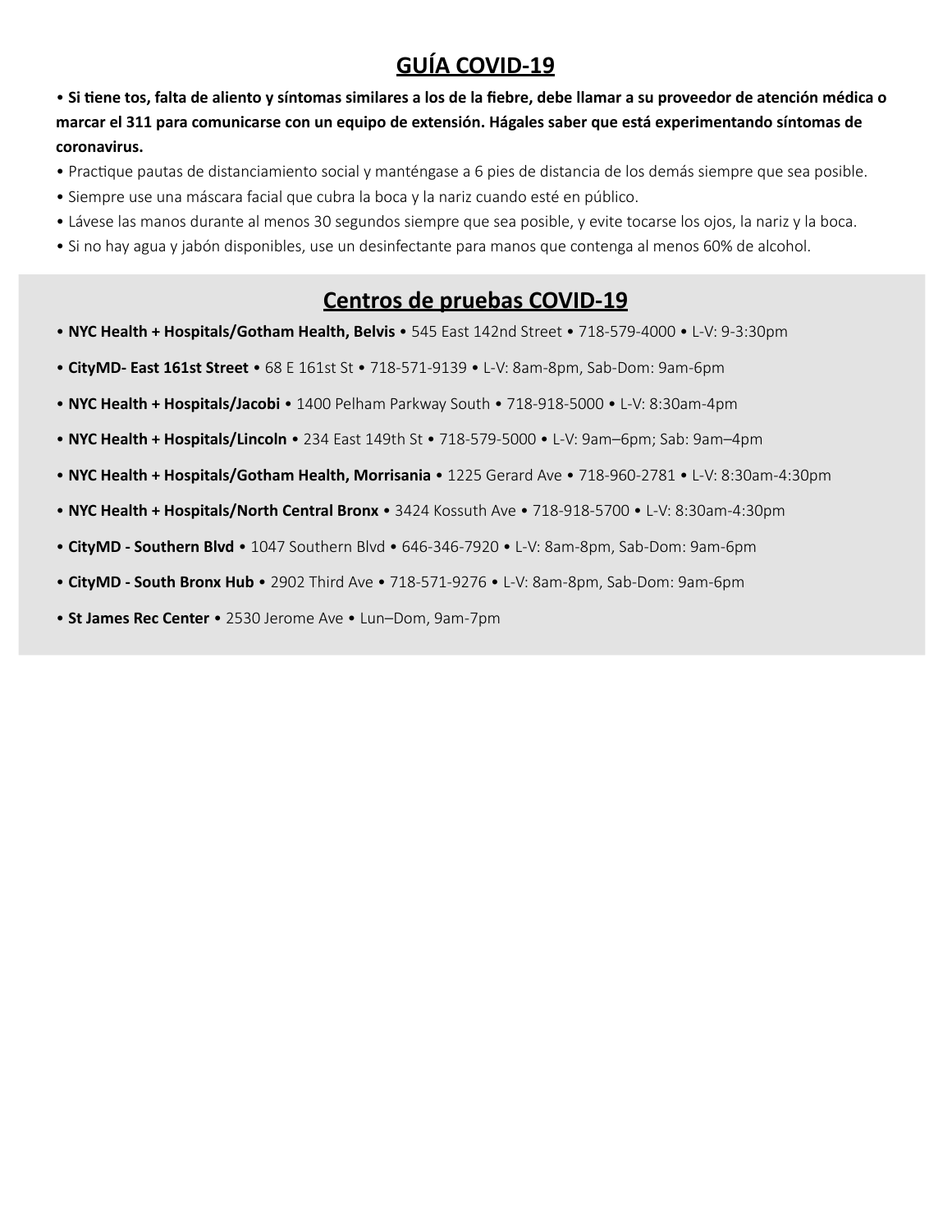## GUÍA COVID-19

- **Si tiene tos, falta de aliento y síntomas similares a los de la fiebre, debe llamar a su proveedor de atención médica o marcar el 311 para comunicarse con un equipo de extensión. Hágales saber que está experimentando síntomas de coronavirus.**
- Practique pautas de distanciamiento social y manténgase a 6 pies de distancia de los demás siempre que sea posible.
- Siempre use una máscara facial que cubra la boca y la nariz cuando esté en público.
- Lávese las manos durante al menos 30 segundos siempre que sea posible, y evite tocarse los ojos, la nariz y la boca.
- Si no hay agua y jabón disponibles, use un desinfectante para manos que contenga al menos 60% de alcohol.

## Centros de pruebas COVID-19

- **NYC Health + Hospitals/Gotham Health, Belvis** • 545 East 142nd Street • 718-579-4000 • L-V: 9-3:30pm
- **CityMD- East 161st Street** • 68 E 161st St • 718-571-9139 • L-V: 8am-8pm, Sab-Dom: 9am-6pm
- **NYC Health + Hospitals/Jacobi** • 1400 Pelham Parkway South • 718-918-5000 • L-V: 8:30am-4pm
- **NYC Health + Hospitals/Lincoln** • 234 East 149th St • 718-579-5000 • L-V: 9am–6pm; Sab: 9am–4pm
- **NYC Health + Hospitals/Gotham Health, Morrisania** • 1225 Gerard Ave • 718-960-2781 • L-V: 8:30am-4:30pm
- **NYC Health + Hospitals/North Central Bronx** • 3424 Kossuth Ave • 718-918-5700 • L-V: 8:30am-4:30pm
- **CityMD - Southern Blvd** • 1047 Southern Blvd • 646-346-7920 • L-V: 8am-8pm, Sab-Dom: 9am-6pm
- **CityMD - South Bronx Hub** • 2902 Third Ave • 718-571-9276 • L-V: 8am-8pm, Sab-Dom: 9am-6pm
- **St James Rec Center** • 2530 Jerome Ave • Lun–Dom, 9am-7pm